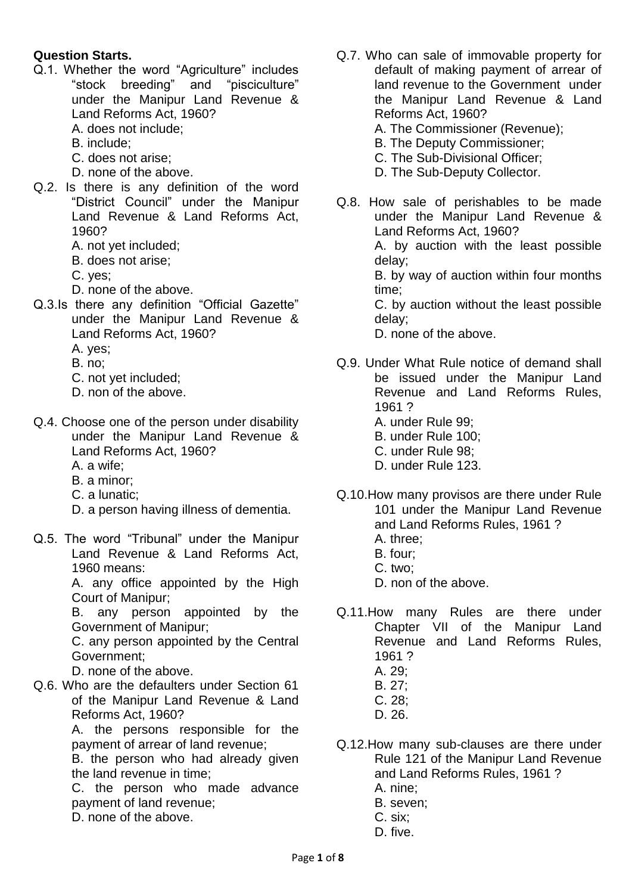**Question Starts.**

Q.1. Whether the word "Agriculture" includes "stock breeding" and "pisciculture" under the Manipur Land Revenue & Land Reforms Act, 1960?

A. does not include;
B. include;
C. does not arise;
D. none of the above.

Q.2. Is there is any definition of the word "District Council" under the Manipur Land Revenue & Land Reforms Act, 1960?

A. not yet included;
B. does not arise;
C. yes;
D. none of the above.

Q.3.Is there any definition "Official Gazette" under the Manipur Land Revenue & Land Reforms Act, 1960?

A. yes;
B. no;
C. not yet included;
D. non of the above.

Q.4. Choose one of the person under disability under the Manipur Land Revenue & Land Reforms Act, 1960?

A. a wife;
B. a minor;
C. a lunatic;
D. a person having illness of dementia.

Q.5. The word "Tribunal" under the Manipur Land Revenue & Land Reforms Act, 1960 means:

A. any office appointed by the High Court of Manipur;
B. any person appointed by the Government of Manipur;
C. any person appointed by the Central Government;
D. none of the above.

Q.6. Who are the defaulters under Section 61 of the Manipur Land Revenue & Land Reforms Act, 1960?

A. the persons responsible for the payment of arrear of land revenue;
B. the person who had already given the land revenue in time;
C. the person who made advance payment of land revenue;
D. none of the above.

Q.7. Who can sale of immovable property for default of making payment of arrear of land revenue to the Government under the Manipur Land Revenue & Land Reforms Act, 1960?

A. The Commissioner (Revenue);
B. The Deputy Commissioner;
C. The Sub-Divisional Officer;
D. The Sub-Deputy Collector.

Q.8. How sale of perishables to be made under the Manipur Land Revenue & Land Reforms Act, 1960?

A. by auction with the least possible delay;
B. by way of auction within four months time;
C. by auction without the least possible delay;
D. none of the above.

Q.9. Under What Rule notice of demand shall be issued under the Manipur Land Revenue and Land Reforms Rules, 1961 ?

A. under Rule 99;
B. under Rule 100;
C. under Rule 98;
D. under Rule 123.

Q.10.How many provisos are there under Rule 101 under the Manipur Land Revenue and Land Reforms Rules, 1961 ?

A. three;
B. four;
C. two;
D. non of the above.

Q.11.How many Rules are there under Chapter VII of the Manipur Land Revenue and Land Reforms Rules, 1961 ?

A. 29;
B. 27;
C. 28;
D. 26.

Q.12.How many sub-clauses are there under Rule 121 of the Manipur Land Revenue and Land Reforms Rules, 1961 ?

A. nine;
B. seven;
C. six;
D. five.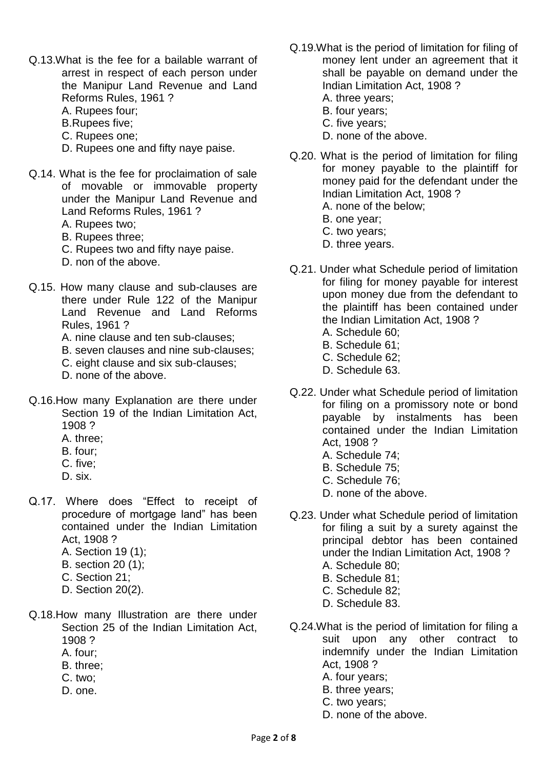Q.13.What is the fee for a bailable warrant of arrest in respect of each person under the Manipur Land Revenue and Land Reforms Rules, 1961 ?

A. Rupees four;

B.Rupees five;

C. Rupees one;

D. Rupees one and fifty naye paise.

Q.14. What is the fee for proclaimation of sale of movable or immovable property under the Manipur Land Revenue and Land Reforms Rules, 1961 ?

A. Rupees two;

B. Rupees three;

C. Rupees two and fifty naye paise.

D. non of the above.

Q.15. How many clause and sub-clauses are there under Rule 122 of the Manipur Land Revenue and Land Reforms Rules, 1961 ?

A. nine clause and ten sub-clauses;

B. seven clauses and nine sub-clauses;

C. eight clause and six sub-clauses;

D. none of the above.

Q.16.How many Explanation are there under Section 19 of the Indian Limitation Act, 1908 ?

A. three;

B. four;

C. five;

D. six.

Q.17. Where does "Effect to receipt of procedure of mortgage land" has been contained under the Indian Limitation Act, 1908 ?

A. Section 19 (1);

B. section 20 (1);

C. Section 21;

D. Section 20(2).

Q.18.How many Illustration are there under Section 25 of the Indian Limitation Act, 1908 ?

A. four;

B. three;

C. two;

D. one.

Q.19.What is the period of limitation for filing of money lent under an agreement that it shall be payable on demand under the Indian Limitation Act, 1908 ?

A. three years;

B. four years;

C. five years;

D. none of the above.

Q.20. What is the period of limitation for filing for money payable to the plaintiff for money paid for the defendant under the Indian Limitation Act, 1908 ?

A. none of the below;

B. one year;

C. two years;

D. three years.

Q.21. Under what Schedule period of limitation for filing for money payable for interest upon money due from the defendant to the plaintiff has been contained under the Indian Limitation Act, 1908 ?

A. Schedule 60;

B. Schedule 61;

C. Schedule 62;

D. Schedule 63.

Q.22. Under what Schedule period of limitation for filing on a promissory note or bond payable by instalments has been contained under the Indian Limitation Act, 1908 ?

A. Schedule 74;

B. Schedule 75;

C. Schedule 76;

D. none of the above.

Q.23. Under what Schedule period of limitation for filing a suit by a surety against the principal debtor has been contained under the Indian Limitation Act, 1908 ?

A. Schedule 80;

B. Schedule 81;

C. Schedule 82;

D. Schedule 83.

Q.24.What is the period of limitation for filing a suit upon any other contract to indemnify under the Indian Limitation Act, 1908 ?

A. four years;

B. three years;

C. two years;

D. none of the above.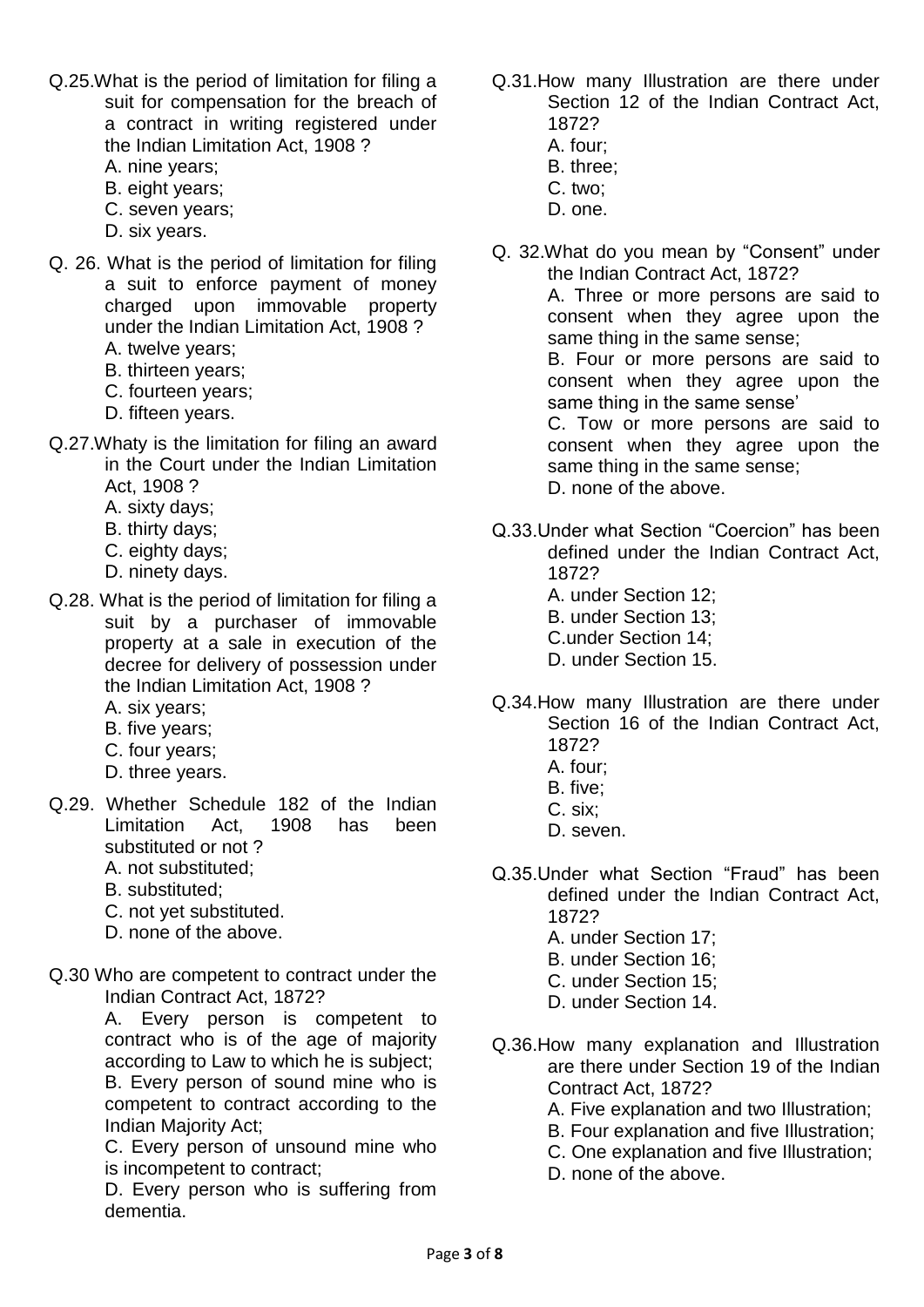Q.25.What is the period of limitation for filing a suit for compensation for the breach of a contract in writing registered under the Indian Limitation Act, 1908 ?

A. nine years;
B. eight years;
C. seven years;
D. six years.

Q. 26. What is the period of limitation for filing a suit to enforce payment of money charged upon immovable property under the Indian Limitation Act, 1908 ?

A. twelve years;
B. thirteen years;
C. fourteen years;
D. fifteen years.

Q.27.Whaty is the limitation for filing an award in the Court under the Indian Limitation Act, 1908 ?

A. sixty days;
B. thirty days;
C. eighty days;
D. ninety days.

Q.28. What is the period of limitation for filing a suit by a purchaser of immovable property at a sale in execution of the decree for delivery of possession under the Indian Limitation Act, 1908 ?

A. six years;
B. five years;
C. four years;
D. three years.

Q.29. Whether Schedule 182 of the Indian Limitation Act, 1908 has been substituted or not ?

A. not substituted;
B. substituted;
C. not yet substituted.
D. none of the above.

Q.30 Who are competent to contract under the Indian Contract Act, 1872?

A. Every person is competent to contract who is of the age of majority according to Law to which he is subject;
B. Every person of sound mine who is competent to contract according to the Indian Majority Act;
C. Every person of unsound mine who is incompetent to contract;
D. Every person who is suffering from dementia.

Q.31.How many Illustration are there under Section 12 of the Indian Contract Act, 1872?

A. four;
B. three;
C. two;
D. one.

Q. 32.What do you mean by "Consent" under the Indian Contract Act, 1872?

A. Three or more persons are said to consent when they agree upon the same thing in the same sense;
B. Four or more persons are said to consent when they agree upon the same thing in the same sense'
C. Tow or more persons are said to consent when they agree upon the same thing in the same sense;
D. none of the above.

Q.33.Under what Section "Coercion" has been defined under the Indian Contract Act, 1872?

A. under Section 12;
B. under Section 13;
C.under Section 14;
D. under Section 15.

Q.34.How many Illustration are there under Section 16 of the Indian Contract Act, 1872?

A. four;
B. five;
C. six;
D. seven.

Q.35.Under what Section "Fraud" has been defined under the Indian Contract Act, 1872?

A. under Section 17;
B. under Section 16;
C. under Section 15;
D. under Section 14.

Q.36.How many explanation and Illustration are there under Section 19 of the Indian Contract Act, 1872?

A. Five explanation and two Illustration;
B. Four explanation and five Illustration;
C. One explanation and five Illustration;
D. none of the above.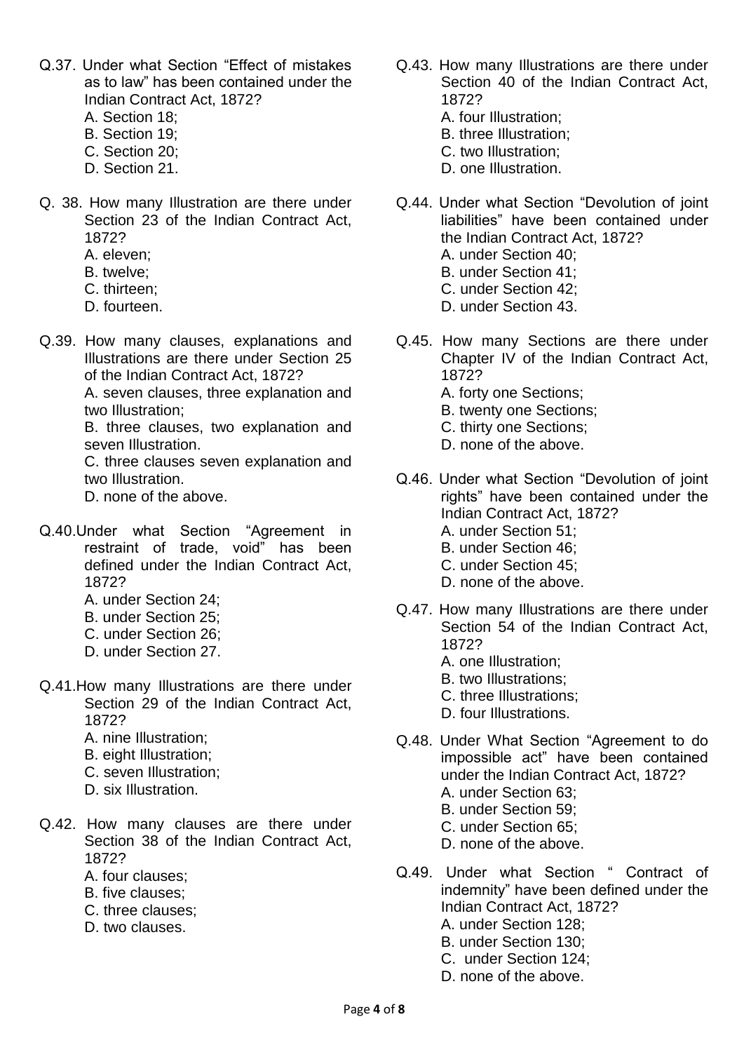Q.37. Under what Section "Effect of mistakes as to law" has been contained under the Indian Contract Act, 1872?
A. Section 18;
B. Section 19;
C. Section 20;
D. Section 21.

Q. 38. How many Illustration are there under Section 23 of the Indian Contract Act, 1872?
A. eleven;
B. twelve;
C. thirteen;
D. fourteen.

Q.39. How many clauses, explanations and Illustrations are there under Section 25 of the Indian Contract Act, 1872?
A. seven clauses, three explanation and two Illustration;
B. three clauses, two explanation and seven Illustration.
C. three clauses seven explanation and two Illustration.
D. none of the above.

Q.40.Under what Section "Agreement in restraint of trade, void" has been defined under the Indian Contract Act, 1872?
A. under Section 24;
B. under Section 25;
C. under Section 26;
D. under Section 27.

Q.41.How many Illustrations are there under Section 29 of the Indian Contract Act, 1872?
A. nine Illustration;
B. eight Illustration;
C. seven Illustration;
D. six Illustration.

Q.42. How many clauses are there under Section 38 of the Indian Contract Act, 1872?
A. four clauses;
B. five clauses;
C. three clauses;
D. two clauses.

Q.43. How many Illustrations are there under Section 40 of the Indian Contract Act, 1872?
A. four Illustration;
B. three Illustration;
C. two Illustration;
D. one Illustration.

Q.44. Under what Section "Devolution of joint liabilities" have been contained under the Indian Contract Act, 1872?
A. under Section 40;
B. under Section 41;
C. under Section 42;
D. under Section 43.

Q.45. How many Sections are there under Chapter IV of the Indian Contract Act, 1872?
A. forty one Sections;
B. twenty one Sections;
C. thirty one Sections;
D. none of the above.

Q.46. Under what Section "Devolution of joint rights" have been contained under the Indian Contract Act, 1872?
A. under Section 51;
B. under Section 46;
C. under Section 45;
D. none of the above.

Q.47. How many Illustrations are there under Section 54 of the Indian Contract Act, 1872?
A. one Illustration;
B. two Illustrations;
C. three Illustrations;
D. four Illustrations.

Q.48. Under What Section "Agreement to do impossible act" have been contained under the Indian Contract Act, 1872?
A. under Section 63;
B. under Section 59;
C. under Section 65;
D. none of the above.

Q.49. Under what Section " Contract of indemnity" have been defined under the Indian Contract Act, 1872?
A. under Section 128;
B. under Section 130;
C. under Section 124;
D. none of the above.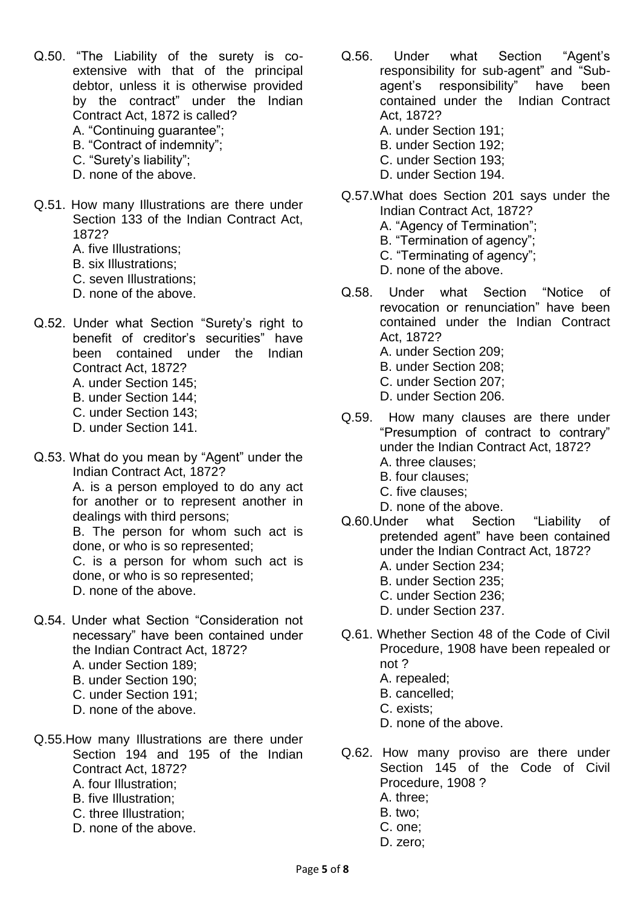Q.50. "The Liability of the surety is co-extensive with that of the principal debtor, unless it is otherwise provided by the contract" under the Indian Contract Act, 1872 is called?

A. "Continuing guarantee";
B. "Contract of indemnity";
C. "Surety's liability";
D. none of the above.

Q.51. How many Illustrations are there under Section 133 of the Indian Contract Act, 1872?

A. five Illustrations;
B. six Illustrations;
C. seven Illustrations;
D. none of the above.

Q.52. Under what Section "Surety's right to benefit of creditor's securities" have been contained under the Indian Contract Act, 1872?

A. under Section 145;
B. under Section 144;
C. under Section 143;
D. under Section 141.

Q.53. What do you mean by "Agent" under the Indian Contract Act, 1872?

A. is a person employed to do any act for another or to represent another in dealings with third persons;
B. The person for whom such act is done, or who is so represented;
C. is a person for whom such act is done, or who is so represented;
D. none of the above.

Q.54. Under what Section "Consideration not necessary" have been contained under the Indian Contract Act, 1872?

A. under Section 189;
B. under Section 190;
C. under Section 191;
D. none of the above.

Q.55. How many Illustrations are there under Section 194 and 195 of the Indian Contract Act, 1872?

A. four Illustration;
B. five Illustration;
C. three Illustration;
D. none of the above.

Q.56. Under what Section "Agent's responsibility for sub-agent" and "Sub-agent's responsibility" have been contained under the Indian Contract Act, 1872?

A. under Section 191;
B. under Section 192;
C. under Section 193;
D. under Section 194.

Q.57. What does Section 201 says under the Indian Contract Act, 1872?

A. "Agency of Termination";
B. "Termination of agency";
C. "Terminating of agency";
D. none of the above.

Q.58. Under what Section "Notice of revocation or renunciation" have been contained under the Indian Contract Act, 1872?

A. under Section 209;
B. under Section 208;
C. under Section 207;
D. under Section 206.

Q.59. How many clauses are there under "Presumption of contract to contrary" under the Indian Contract Act, 1872?

A. three clauses;
B. four clauses;
C. five clauses;
D. none of the above.

Q.60. Under what Section "Liability of pretended agent" have been contained under the Indian Contract Act, 1872?

A. under Section 234;
B. under Section 235;
C. under Section 236;
D. under Section 237.

Q.61. Whether Section 48 of the Code of Civil Procedure, 1908 have been repealed or not ?

A. repealed;
B. cancelled;
C. exists;
D. none of the above.

Q.62. How many proviso are there under Section 145 of the Code of Civil Procedure, 1908 ?

A. three;
B. two;
C. one;
D. zero;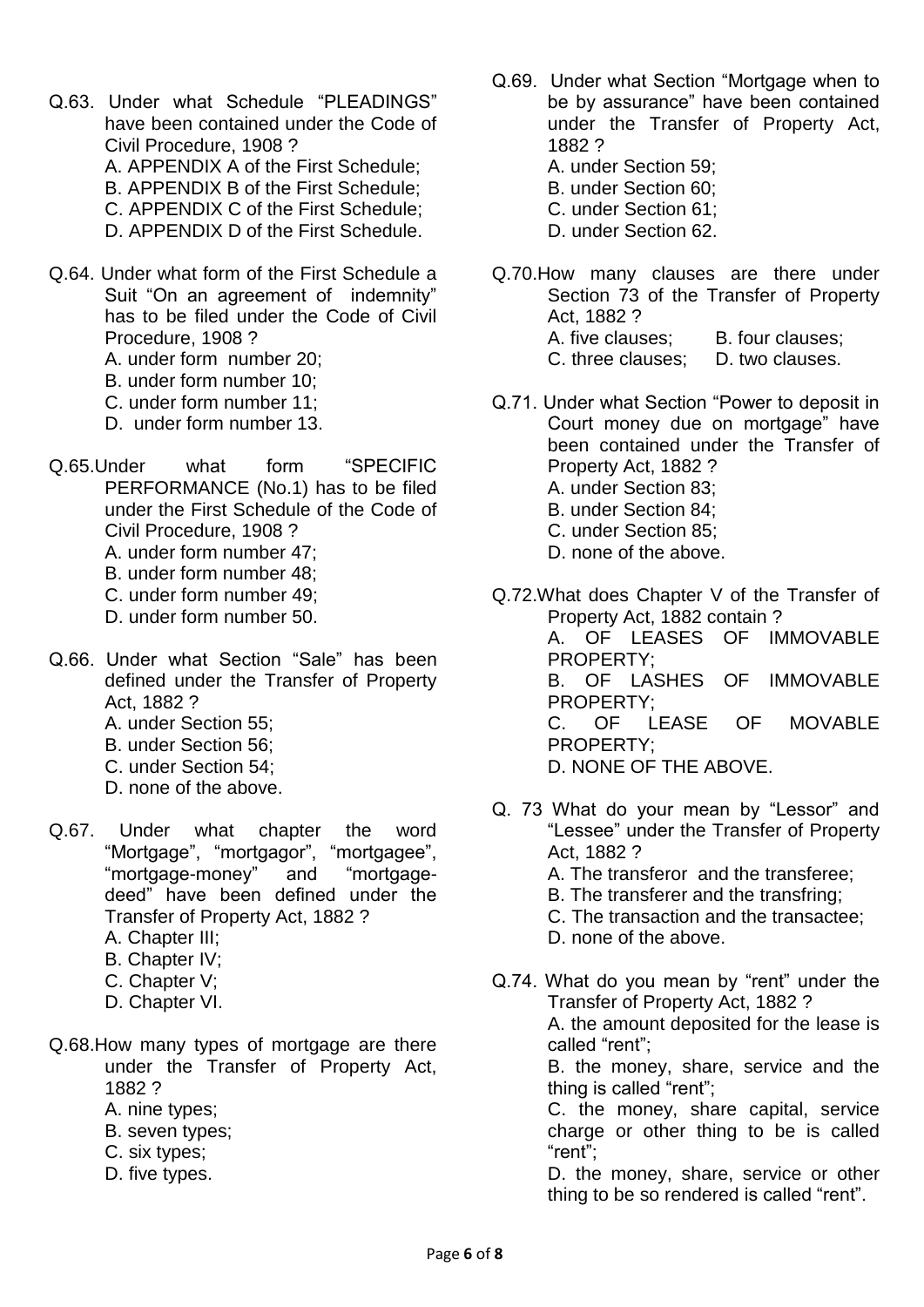Q.63. Under what Schedule "PLEADINGS" have been contained under the Code of Civil Procedure, 1908 ?
A. APPENDIX A of the First Schedule;
B. APPENDIX B of the First Schedule;
C. APPENDIX C of the First Schedule;
D. APPENDIX D of the First Schedule.

Q.64. Under what form of the First Schedule a Suit "On an agreement of indemnity" has to be filed under the Code of Civil Procedure, 1908 ?
A. under form number 20;
B. under form number 10;
C. under form number 11;
D. under form number 13.

Q.65.Under what form "SPECIFIC PERFORMANCE (No.1) has to be filed under the First Schedule of the Code of Civil Procedure, 1908 ?
A. under form number 47;
B. under form number 48;
C. under form number 49;
D. under form number 50.

Q.66. Under what Section "Sale" has been defined under the Transfer of Property Act, 1882 ?
A. under Section 55;
B. under Section 56;
C. under Section 54;
D. none of the above.

Q.67. Under what chapter the word "Mortgage", "mortgagor", "mortgagee", "mortgage-money" and "mortgage-deed" have been defined under the Transfer of Property Act, 1882 ?
A. Chapter III;
B. Chapter IV;
C. Chapter V;
D. Chapter VI.

Q.68.How many types of mortgage are there under the Transfer of Property Act, 1882 ?
A. nine types;
B. seven types;
C. six types;
D. five types.

Q.69. Under what Section "Mortgage when to be by assurance" have been contained under the Transfer of Property Act, 1882 ?
A. under Section 59;
B. under Section 60;
C. under Section 61;
D. under Section 62.

Q.70.How many clauses are there under Section 73 of the Transfer of Property Act, 1882 ?
A. five clauses; B. four clauses;
C. three clauses; D. two clauses.

Q.71. Under what Section "Power to deposit in Court money due on mortgage" have been contained under the Transfer of Property Act, 1882 ?
A. under Section 83;
B. under Section 84;
C. under Section 85;
D. none of the above.

Q.72.What does Chapter V of the Transfer of Property Act, 1882 contain ?
A. OF LEASES OF IMMOVABLE PROPERTY;
B. OF LASHES OF IMMOVABLE PROPERTY;
C. OF LEASE OF MOVABLE PROPERTY;
D. NONE OF THE ABOVE.

Q. 73 What do your mean by "Lessor" and "Lessee" under the Transfer of Property Act, 1882 ?
A. The transferor and the transferee;
B. The transferer and the transfring;
C. The transaction and the transactee;
D. none of the above.

Q.74. What do you mean by "rent" under the Transfer of Property Act, 1882 ?
A. the amount deposited for the lease is called "rent";
B. the money, share, service and the thing is called "rent";
C. the money, share capital, service charge or other thing to be is called "rent";
D. the money, share, service or other thing to be so rendered is called "rent".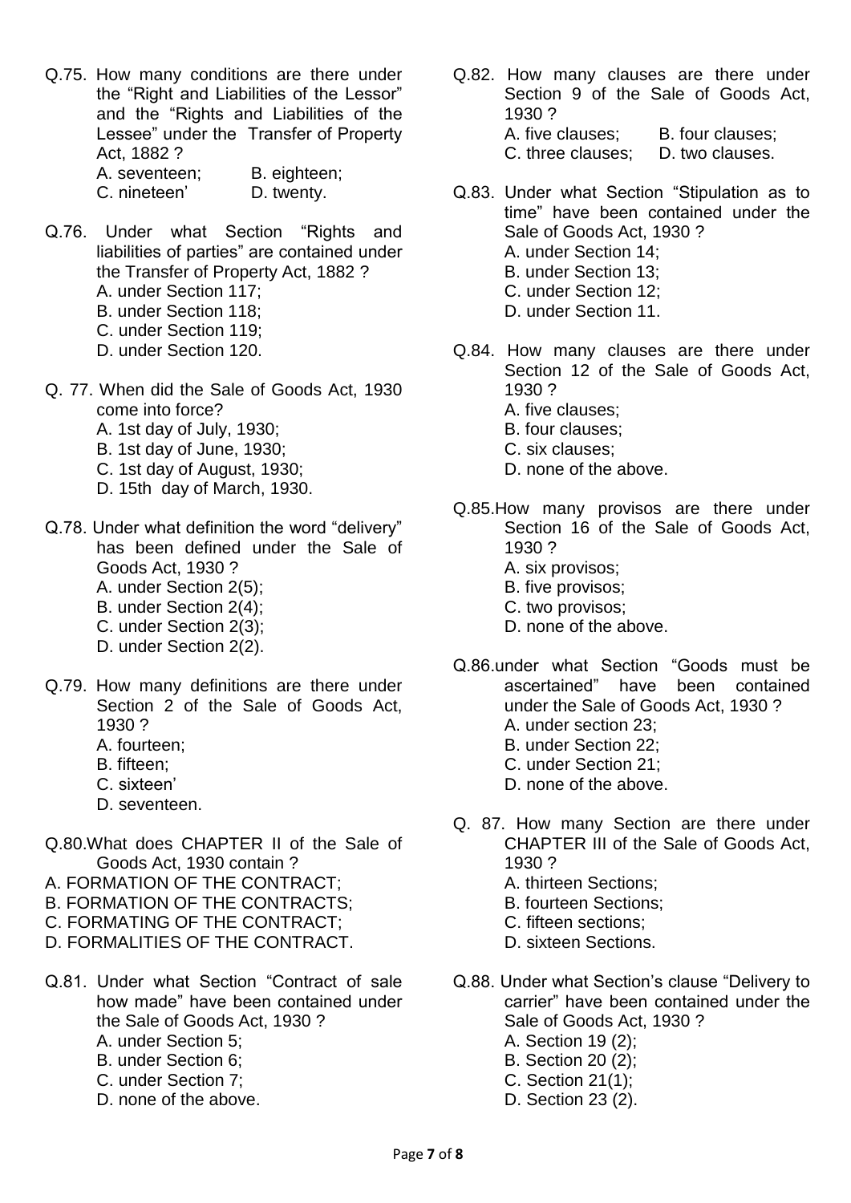Q.75. How many conditions are there under the “Right and Liabilities of the Lessor” and the “Rights and Liabilities of the Lessee” under the Transfer of Property Act, 1882 ?

A. seventeen; B. eighteen;
C. nineteen’ D. twenty.

Q.76. Under what Section “Rights and liabilities of parties” are contained under the Transfer of Property Act, 1882 ?

A. under Section 117;
B. under Section 118;
C. under Section 119;
D. under Section 120.

Q. 77. When did the Sale of Goods Act, 1930 come into force?

A. 1st day of July, 1930;
B. 1st day of June, 1930;
C. 1st day of August, 1930;
D. 15th day of March, 1930.

Q.78. Under what definition the word “delivery” has been defined under the Sale of Goods Act, 1930 ?

A. under Section 2(5);
B. under Section 2(4);
C. under Section 2(3);
D. under Section 2(2).

Q.79. How many definitions are there under Section 2 of the Sale of Goods Act, 1930 ?

A. fourteen;
B. fifteen;
C. sixteen’
D. seventeen.

Q.80.What does CHAPTER II of the Sale of Goods Act, 1930 contain ?

A. FORMATION OF THE CONTRACT;
B. FORMATION OF THE CONTRACTS;
C. FORMATING OF THE CONTRACT;
D. FORMALITIES OF THE CONTRACT.

Q.81. Under what Section “Contract of sale how made” have been contained under the Sale of Goods Act, 1930 ?

A. under Section 5;
B. under Section 6;
C. under Section 7;
D. none of the above.

Q.82. How many clauses are there under Section 9 of the Sale of Goods Act, 1930 ?

A. five clauses; B. four clauses;
C. three clauses; D. two clauses.

Q.83. Under what Section “Stipulation as to time” have been contained under the Sale of Goods Act, 1930 ?

A. under Section 14;
B. under Section 13;
C. under Section 12;
D. under Section 11.

Q.84. How many clauses are there under Section 12 of the Sale of Goods Act, 1930 ?

A. five clauses;
B. four clauses;
C. six clauses;
D. none of the above.

Q.85.How many provisos are there under Section 16 of the Sale of Goods Act, 1930 ?

A. six provisos;
B. five provisos;
C. two provisos;
D. none of the above.

Q.86.under what Section “Goods must be ascertained” have been contained under the Sale of Goods Act, 1930 ?

A. under section 23;
B. under Section 22;
C. under Section 21;
D. none of the above.

Q. 87. How many Section are there under CHAPTER III of the Sale of Goods Act, 1930 ?

A. thirteen Sections;
B. fourteen Sections;
C. fifteen sections;
D. sixteen Sections.

Q.88. Under what Section’s clause “Delivery to carrier” have been contained under the Sale of Goods Act, 1930 ?

A. Section 19 (2);
B. Section 20 (2);
C. Section 21(1);
D. Section 23 (2).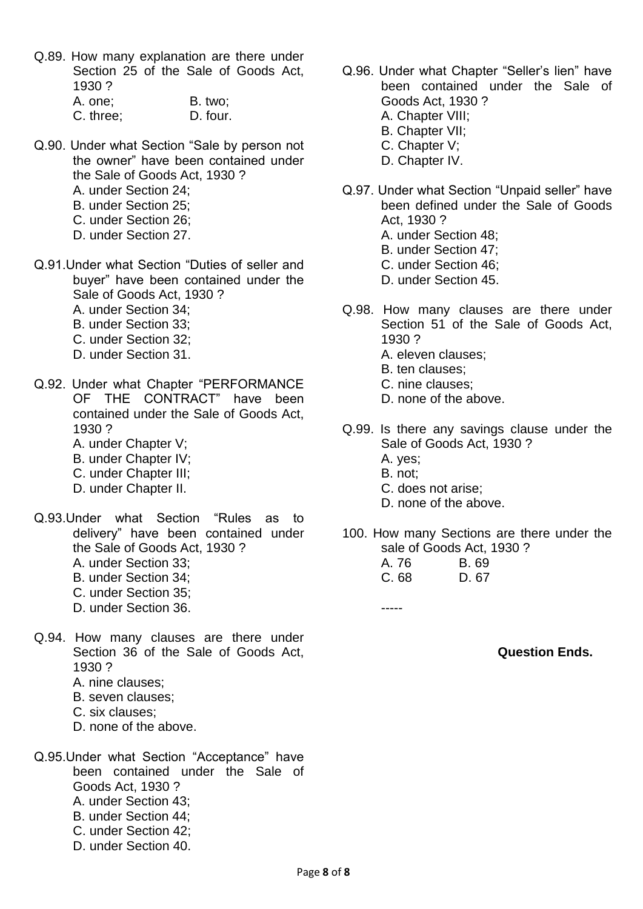Q.89. How many explanation are there under Section 25 of the Sale of Goods Act, 1930 ?

A. one; B. two;
C. three; D. four.

Q.90. Under what Section "Sale by person not the owner" have been contained under the Sale of Goods Act, 1930 ?

A. under Section 24;
B. under Section 25;
C. under Section 26;
D. under Section 27.

Q.91.Under what Section "Duties of seller and buyer" have been contained under the Sale of Goods Act, 1930 ?

A. under Section 34;
B. under Section 33;
C. under Section 32;
D. under Section 31.

Q.92. Under what Chapter "PERFORMANCE OF THE CONTRACT" have been contained under the Sale of Goods Act, 1930 ?

A. under Chapter V;
B. under Chapter IV;
C. under Chapter III;
D. under Chapter II.

Q.93.Under what Section "Rules as to delivery" have been contained under the Sale of Goods Act, 1930 ?

A. under Section 33;
B. under Section 34;
C. under Section 35;
D. under Section 36.

Q.94. How many clauses are there under Section 36 of the Sale of Goods Act, 1930 ?

A. nine clauses;
B. seven clauses;
C. six clauses;
D. none of the above.

Q.95.Under what Section "Acceptance" have been contained under the Sale of Goods Act, 1930 ?

A. under Section 43;
B. under Section 44;
C. under Section 42;
D. under Section 40.

Q.96. Under what Chapter "Seller's lien" have been contained under the Sale of Goods Act, 1930 ?

A. Chapter VIII;
B. Chapter VII;
C. Chapter V;
D. Chapter IV.

Q.97. Under what Section "Unpaid seller" have been defined under the Sale of Goods Act, 1930 ?

A. under Section 48;
B. under Section 47;
C. under Section 46;
D. under Section 45.

Q.98. How many clauses are there under Section 51 of the Sale of Goods Act, 1930 ?

A. eleven clauses;
B. ten clauses;
C. nine clauses;
D. none of the above.

Q.99. Is there any savings clause under the Sale of Goods Act, 1930 ?

A. yes;
B. not;
C. does not arise;
D. none of the above.

100. How many Sections are there under the sale of Goods Act, 1930 ?

A. 76 B. 69
C. 68 D. 67

-----

**Question Ends.**